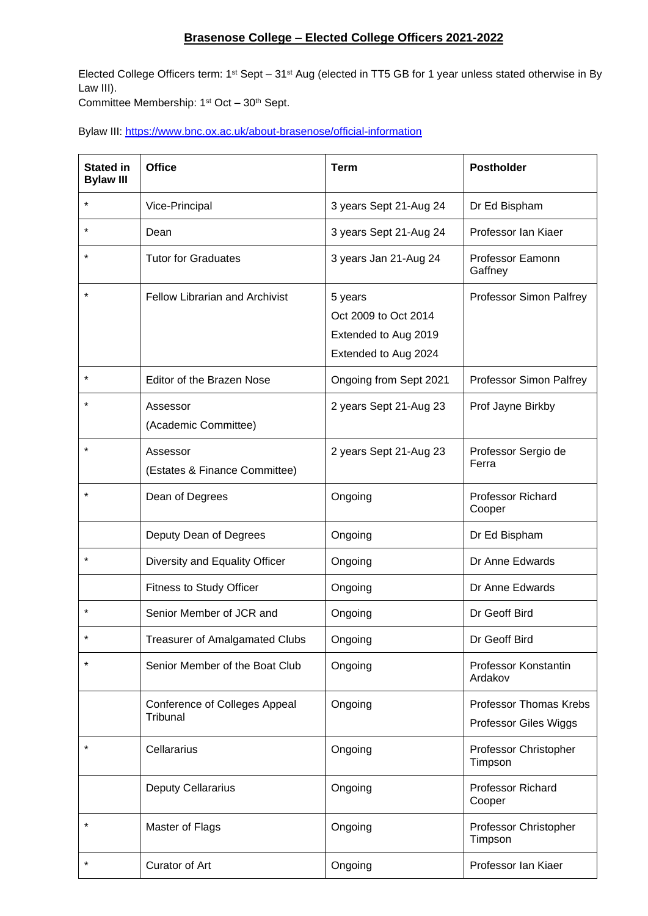# Brasenose College – Elected College Officers 2021-2022

Elected College Officers term: 1st Sept – 31st Aug (elected in TT5 GB for 1 year unless stated otherwise in By Law III).
Committee Membership: 1st Oct – 30th Sept.

Bylaw III: https://www.bnc.ox.ac.uk/about-brasenose/official-information

| Stated in Bylaw III | Office | Term | Postholder |
|---|---|---|---|
| * | Vice-Principal | 3 years Sept 21-Aug 24 | Dr Ed Bispham |
| * | Dean | 3 years Sept 21-Aug 24 | Professor Ian Kiaer |
| * | Tutor for Graduates | 3 years Jan 21-Aug 24 | Professor Eamonn Gaffney |
| * | Fellow Librarian and Archivist | 5 years<br>Oct 2009 to Oct 2014<br>Extended to Aug 2019<br>Extended to Aug 2024 | Professor Simon Palfrey |
| * | Editor of the Brazen Nose | Ongoing from Sept 2021 | Professor Simon Palfrey |
| * | Assessor<br>(Academic Committee) | 2 years Sept 21-Aug 23 | Prof Jayne Birkby |
| * | Assessor<br>(Estates & Finance Committee) | 2 years Sept 21-Aug 23 | Professor Sergio de Ferra |
| * | Dean of Degrees | Ongoing | Professor Richard Cooper |
| | Deputy Dean of Degrees | Ongoing | Dr Ed Bispham |
| * | Diversity and Equality Officer | Ongoing | Dr Anne Edwards |
| | Fitness to Study Officer | Ongoing | Dr Anne Edwards |
| * | Senior Member of JCR and | Ongoing | Dr Geoff Bird |
| * | Treasurer of Amalgamated Clubs | Ongoing | Dr Geoff Bird |
| * | Senior Member of the Boat Club | Ongoing | Professor Konstantin Ardakov |
| | Conference of Colleges Appeal Tribunal | Ongoing | Professor Thomas Krebs<br>Professor Giles Wiggs |
| * | Cellararius | Ongoing | Professor Christopher Timpson |
| | Deputy Cellararius | Ongoing | Professor Richard Cooper |
| * | Master of Flags | Ongoing | Professor Christopher Timpson |
| * | Curator of Art | Ongoing | Professor Ian Kiaer |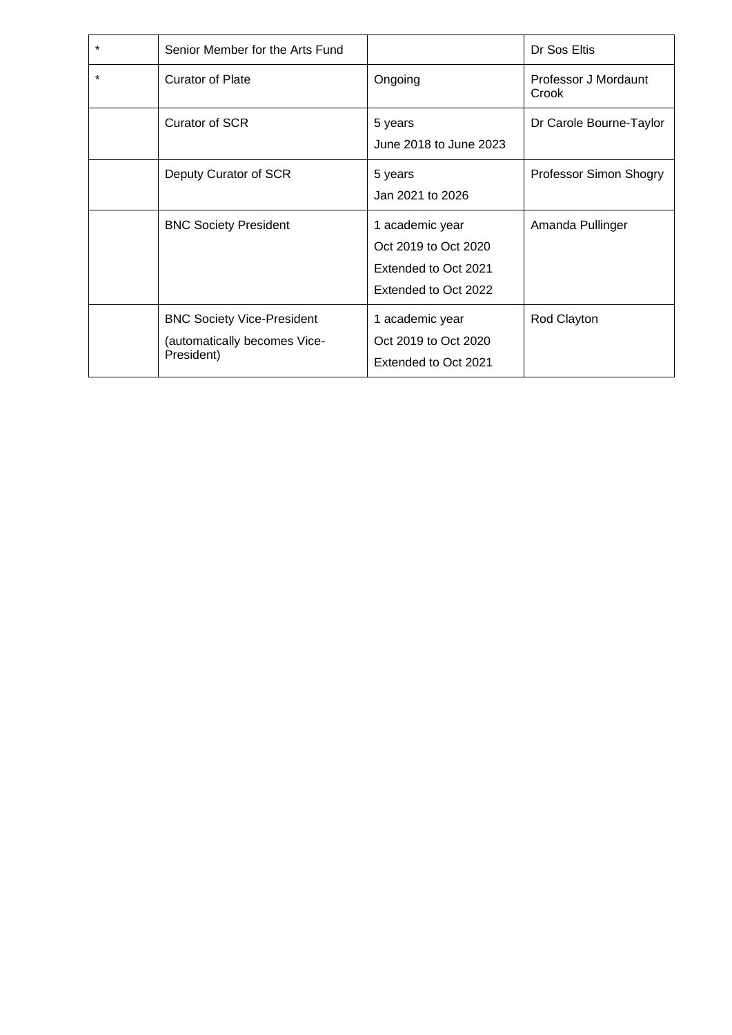| | | | |
|---|---|---|---|
| * | Senior Member for the Arts Fund | | Dr Sos Eltis |
| * | Curator of Plate | Ongoing | Professor J Mordaunt Crook |
| | Curator of SCR | 5 years<br>June 2018 to June 2023 | Dr Carole Bourne-Taylor |
| | Deputy Curator of SCR | 5 years<br>Jan 2021 to 2026 | Professor Simon Shogry |
| | BNC Society President | 1 academic year<br>Oct 2019 to Oct 2020<br>Extended to Oct 2021<br>Extended to Oct 2022 | Amanda Pullinger |
| | BNC Society Vice-President<br>(automatically becomes Vice-President) | 1 academic year<br>Oct 2019 to Oct 2020<br>Extended to Oct 2021 | Rod Clayton |